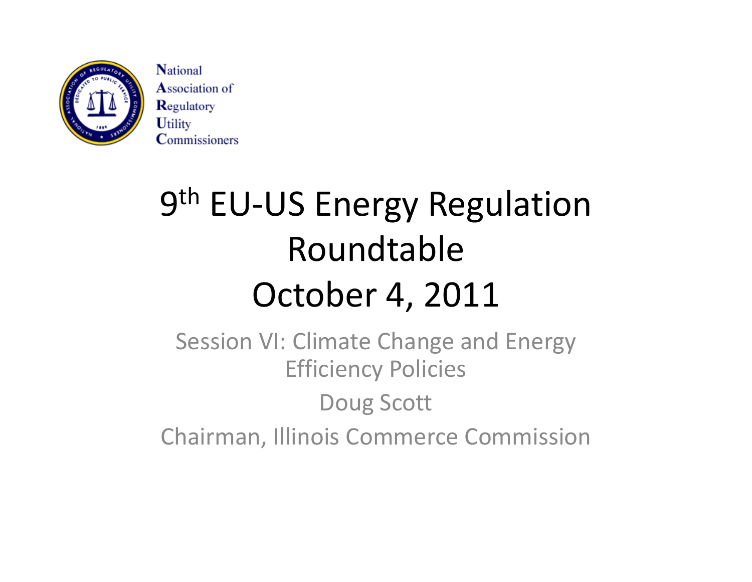National
Association of
Regulatory
Utility
Commissioners

# 9th EU-US Energy Regulation Roundtable October 4, 2011

Session VI: Climate Change and Energy Efficiency Policies

Doug Scott

Chairman, Illinois Commerce Commission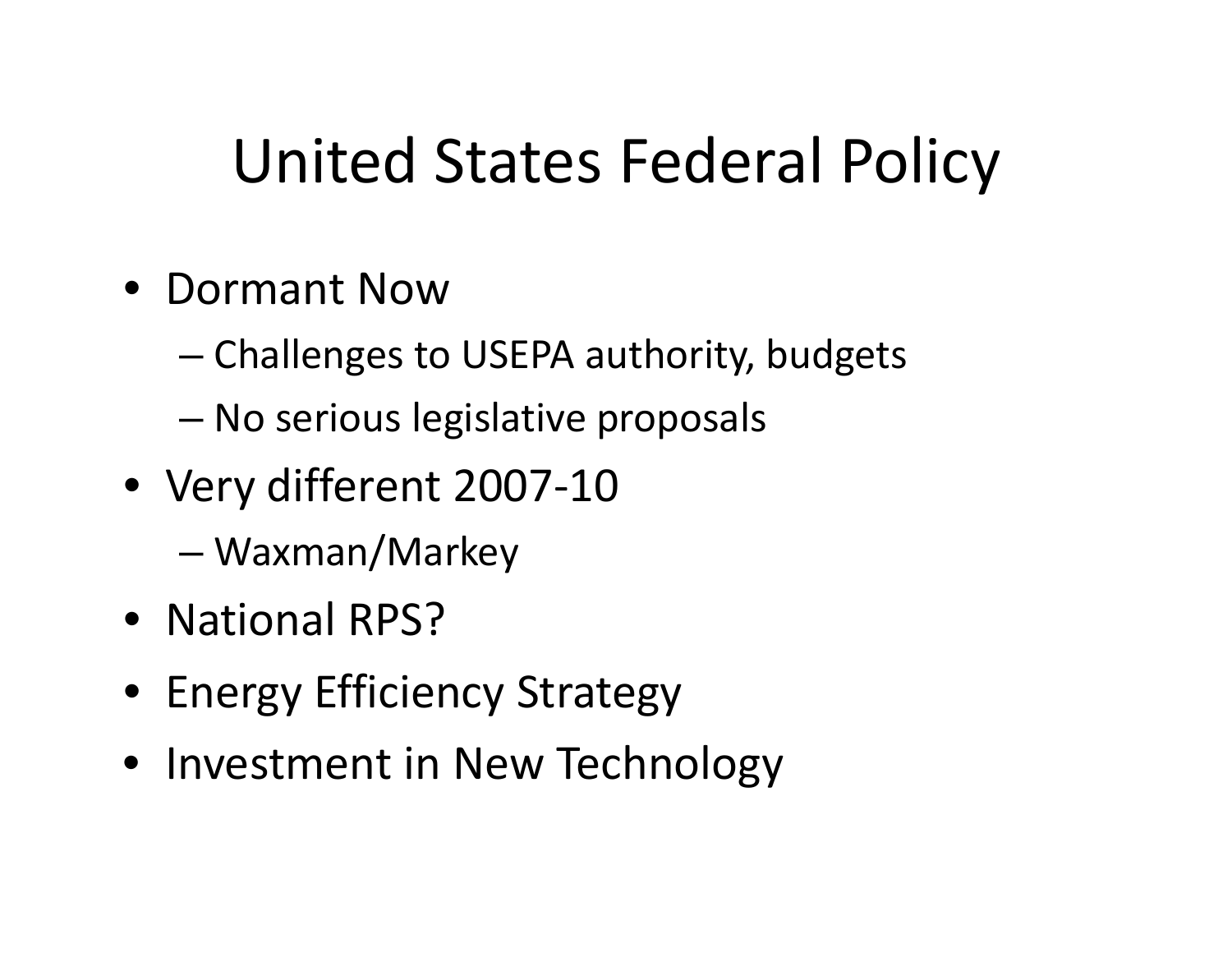# United States Federal Policy

- Dormant Now
  - Challenges to USEPA authority, budgets
  - No serious legislative proposals
- Very different 2007-10
  - Waxman/Markey
- National RPS?
- Energy Efficiency Strategy
- Investment in New Technology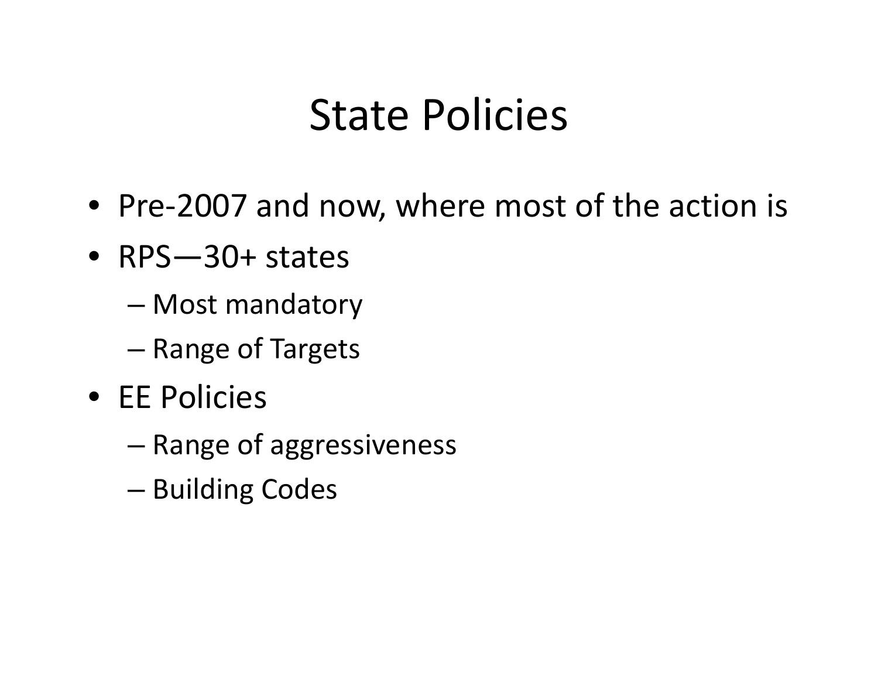# State Policies

- Pre-2007 and now, where most of the action is
- RPS—30+ states
  - Most mandatory
  - Range of Targets
- EE Policies
  - Range of aggressiveness
  - Building Codes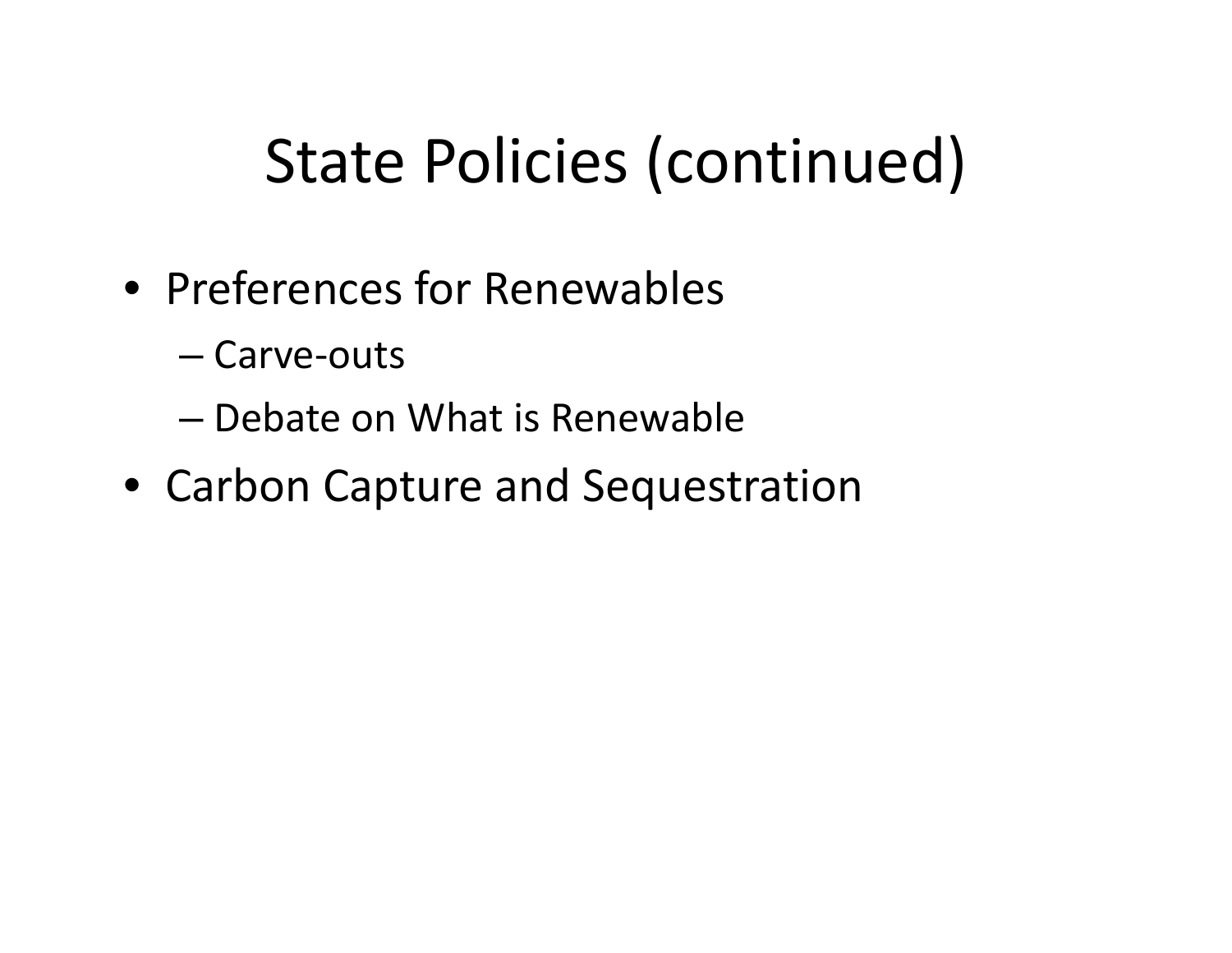# State Policies (continued)

- Preferences for Renewables
  - Carve-outs
  - Debate on What is Renewable
- Carbon Capture and Sequestration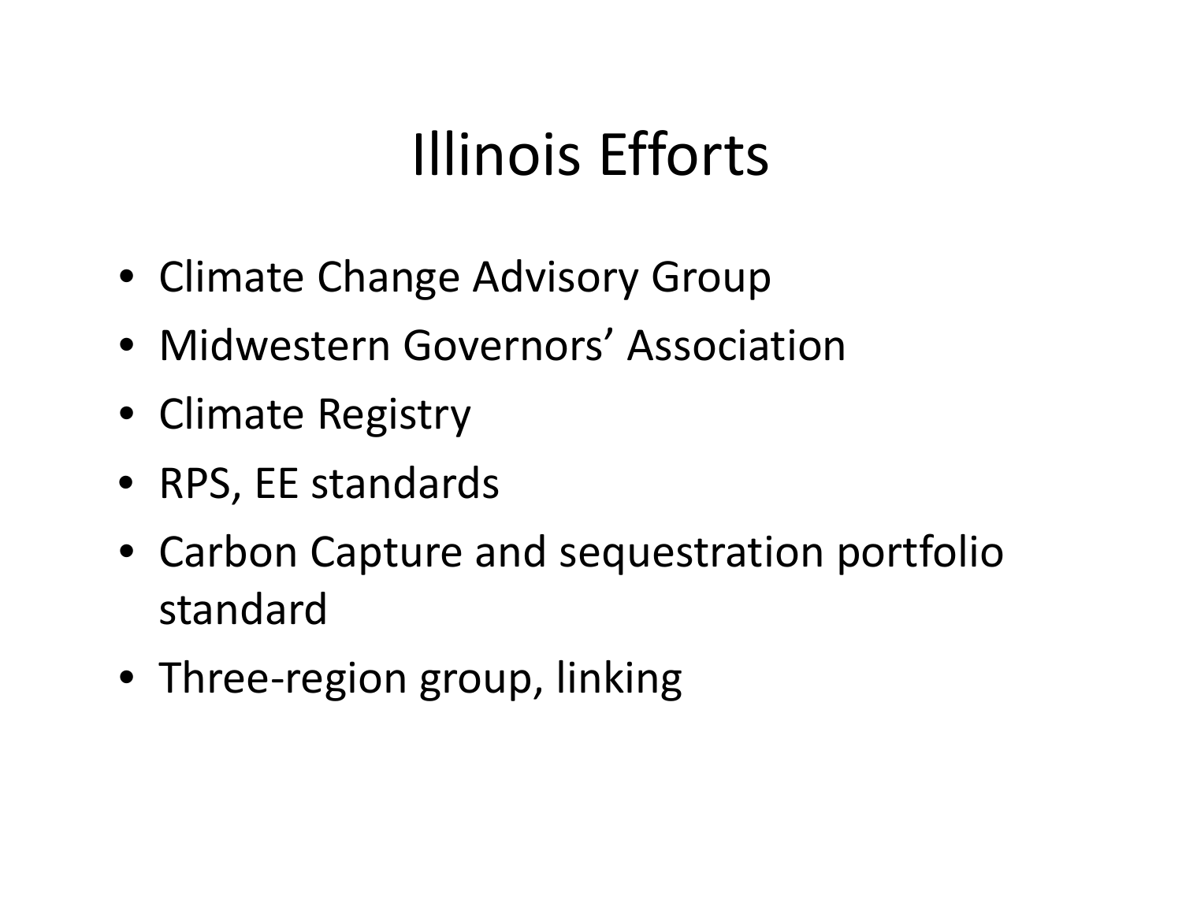# Illinois Efforts

- Climate Change Advisory Group
- Midwestern Governors’ Association
- Climate Registry
- RPS, EE standards
- Carbon Capture and sequestration portfolio standard
- Three-region group, linking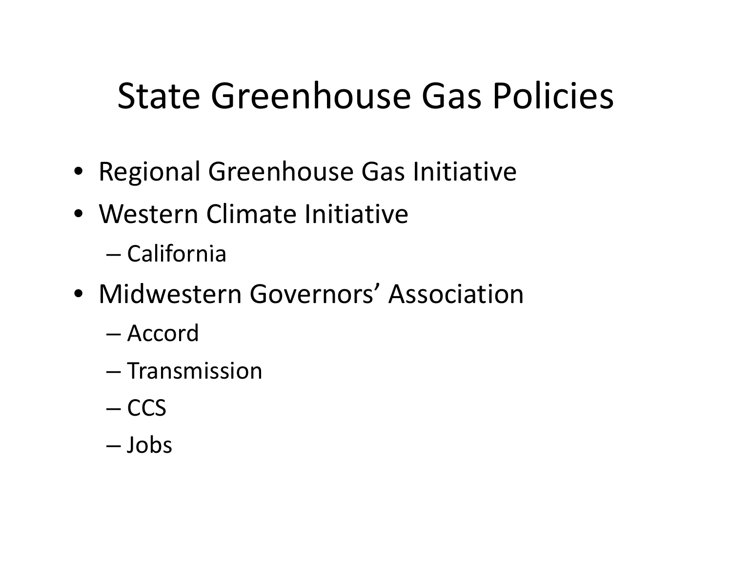# State Greenhouse Gas Policies

- Regional Greenhouse Gas Initiative
- Western Climate Initiative
  - California
- Midwestern Governors' Association
  - Accord
  - Transmission
  - CCS
  - Jobs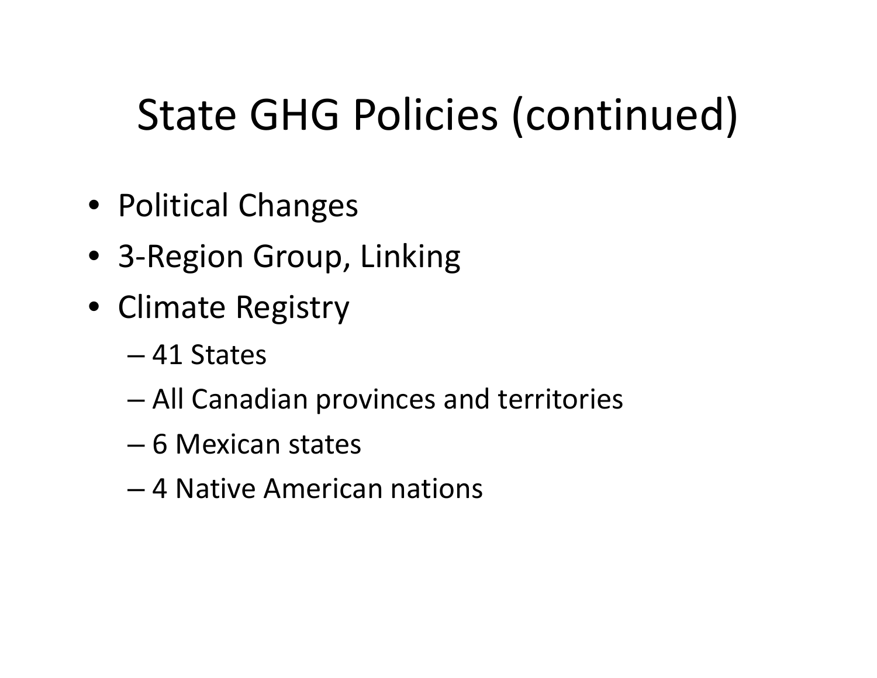# State GHG Policies (continued)

- Political Changes
- 3-Region Group, Linking
- Climate Registry
  - 41 States
  - All Canadian provinces and territories
  - 6 Mexican states
  - 4 Native American nations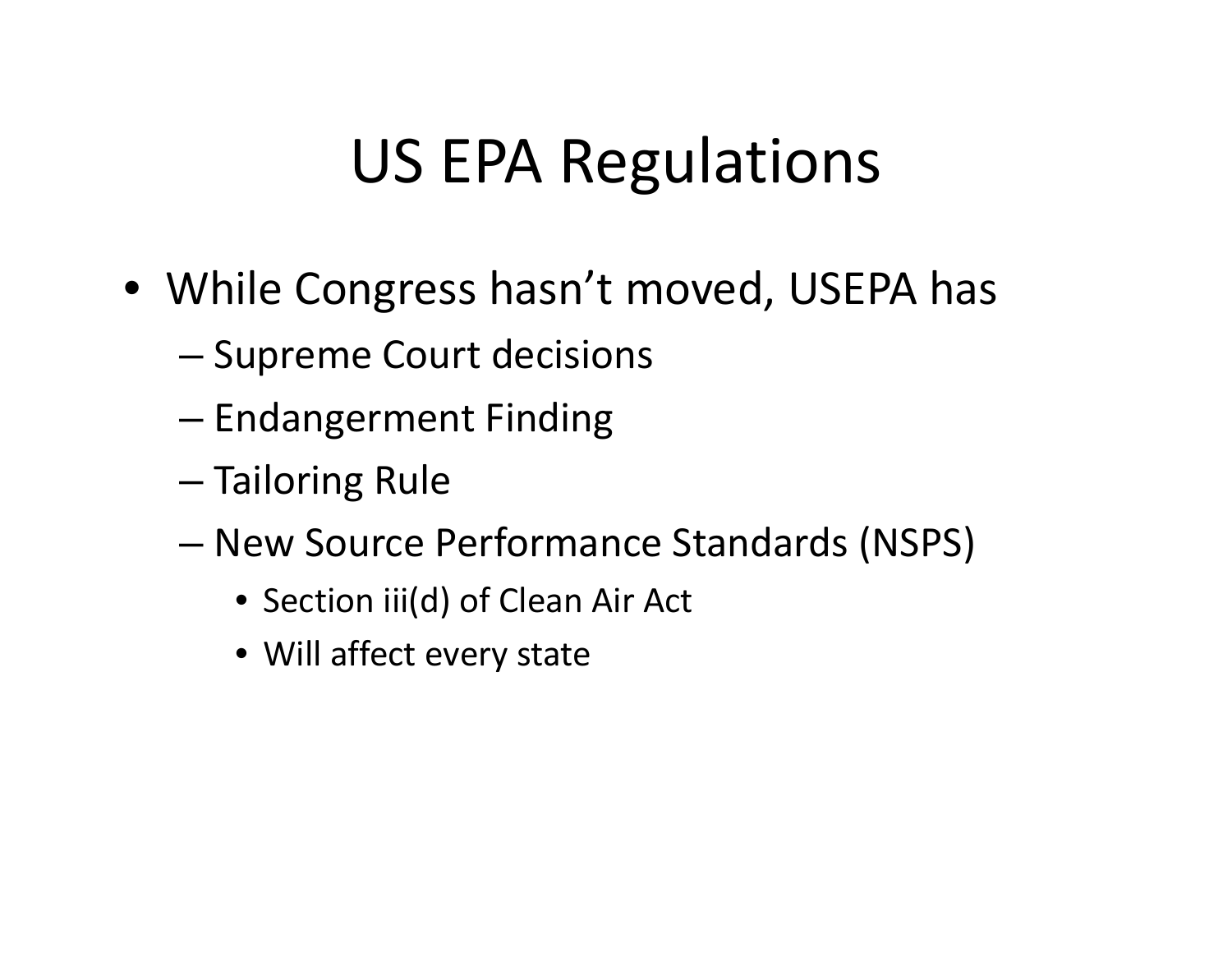# US EPA Regulations

- While Congress hasn't moved, USEPA has
  - Supreme Court decisions
  - Endangerment Finding
  - Tailoring Rule
  - New Source Performance Standards (NSPS)
    - Section iii(d) of Clean Air Act
    - Will affect every state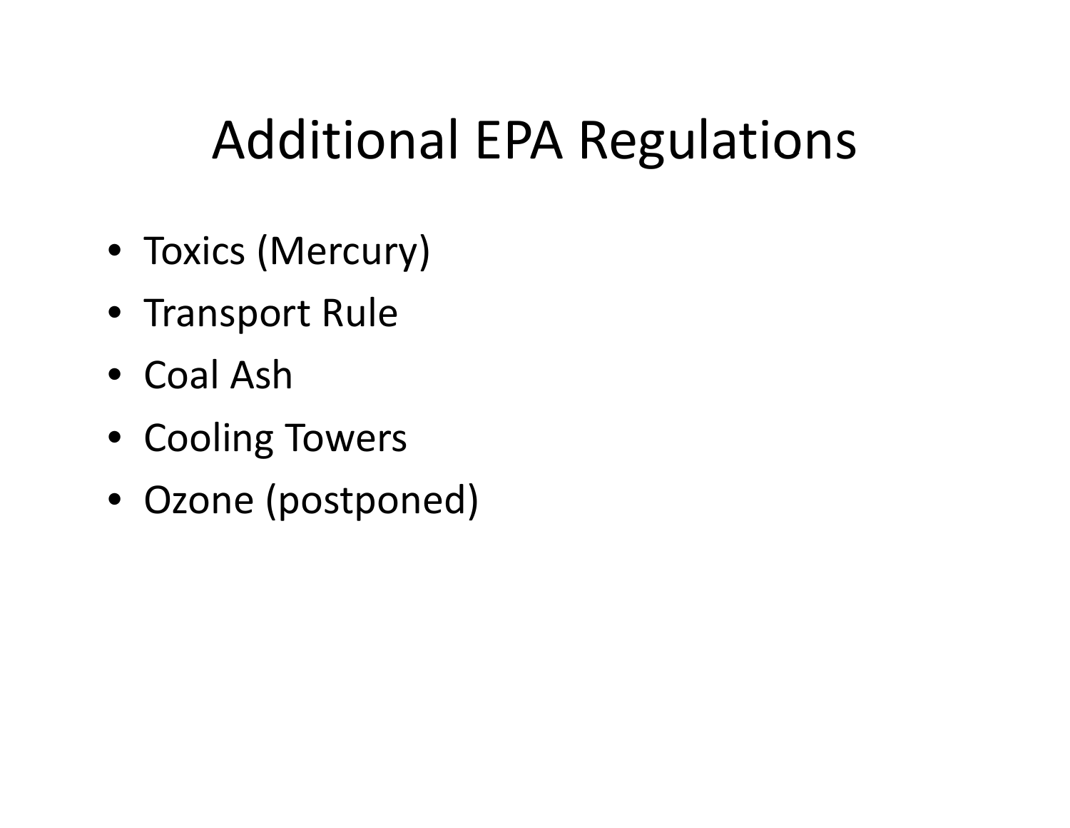# Additional EPA Regulations

- Toxics (Mercury)
- Transport Rule
- Coal Ash
- Cooling Towers
- Ozone (postponed)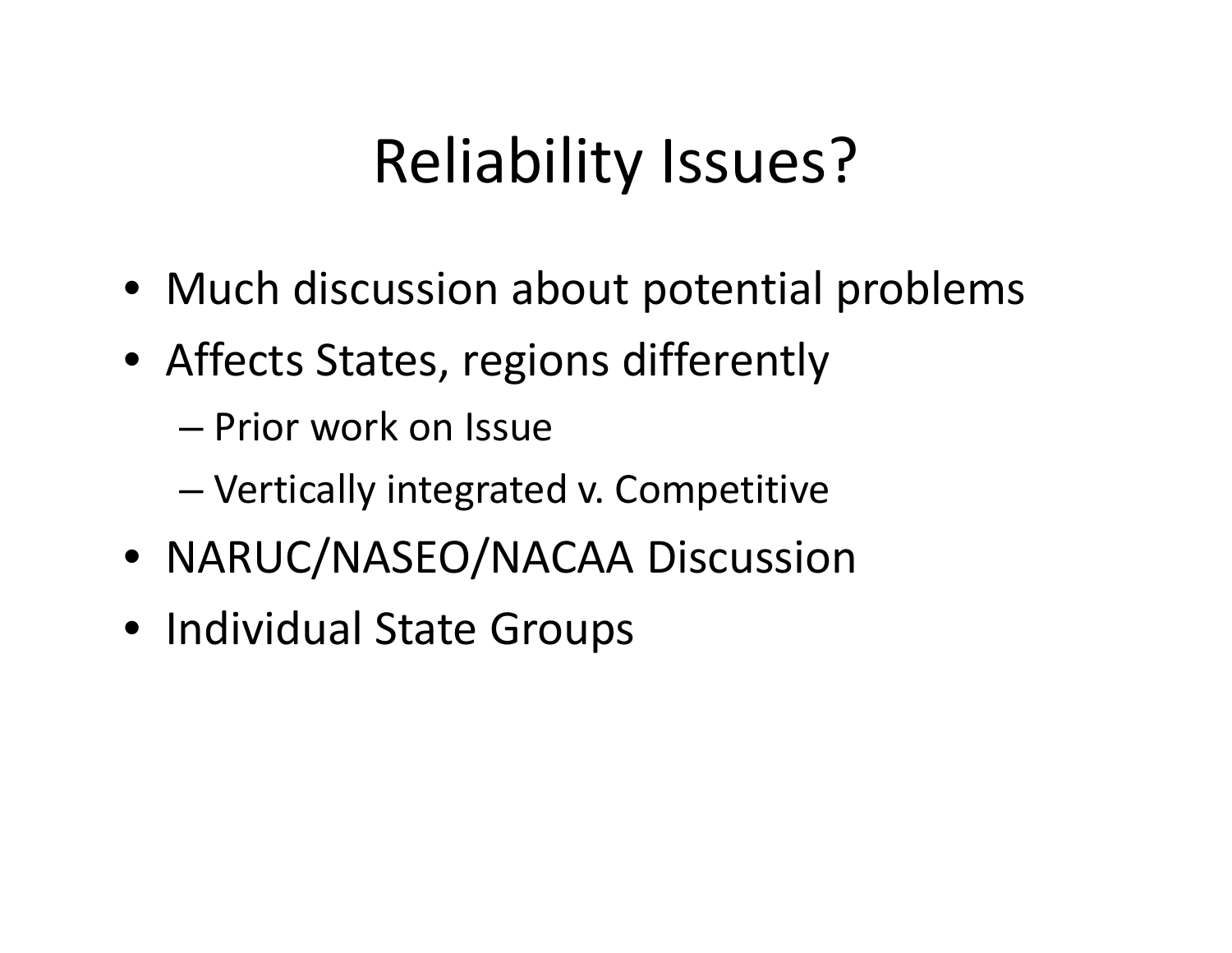# Reliability Issues?

- Much discussion about potential problems
- Affects States, regions differently
  - Prior work on Issue
  - Vertically integrated v. Competitive
- NARUC/NASEO/NACAA Discussion
- Individual State Groups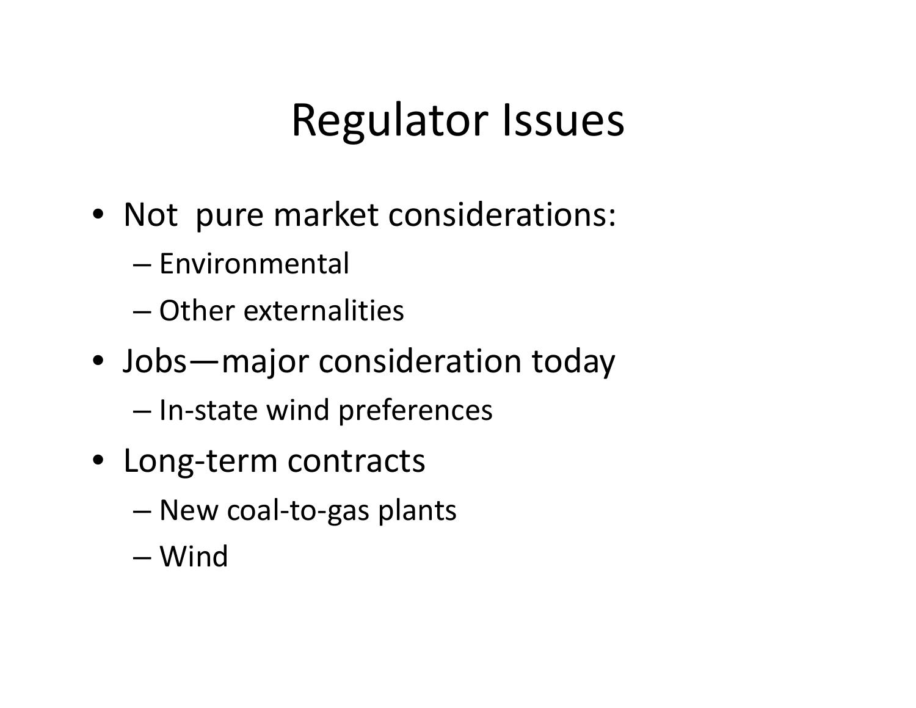# Regulator Issues

- Not pure market considerations:
  - Environmental
  - Other externalities
- Jobs—major consideration today
  - In-state wind preferences
- Long-term contracts
  - New coal-to-gas plants
  - Wind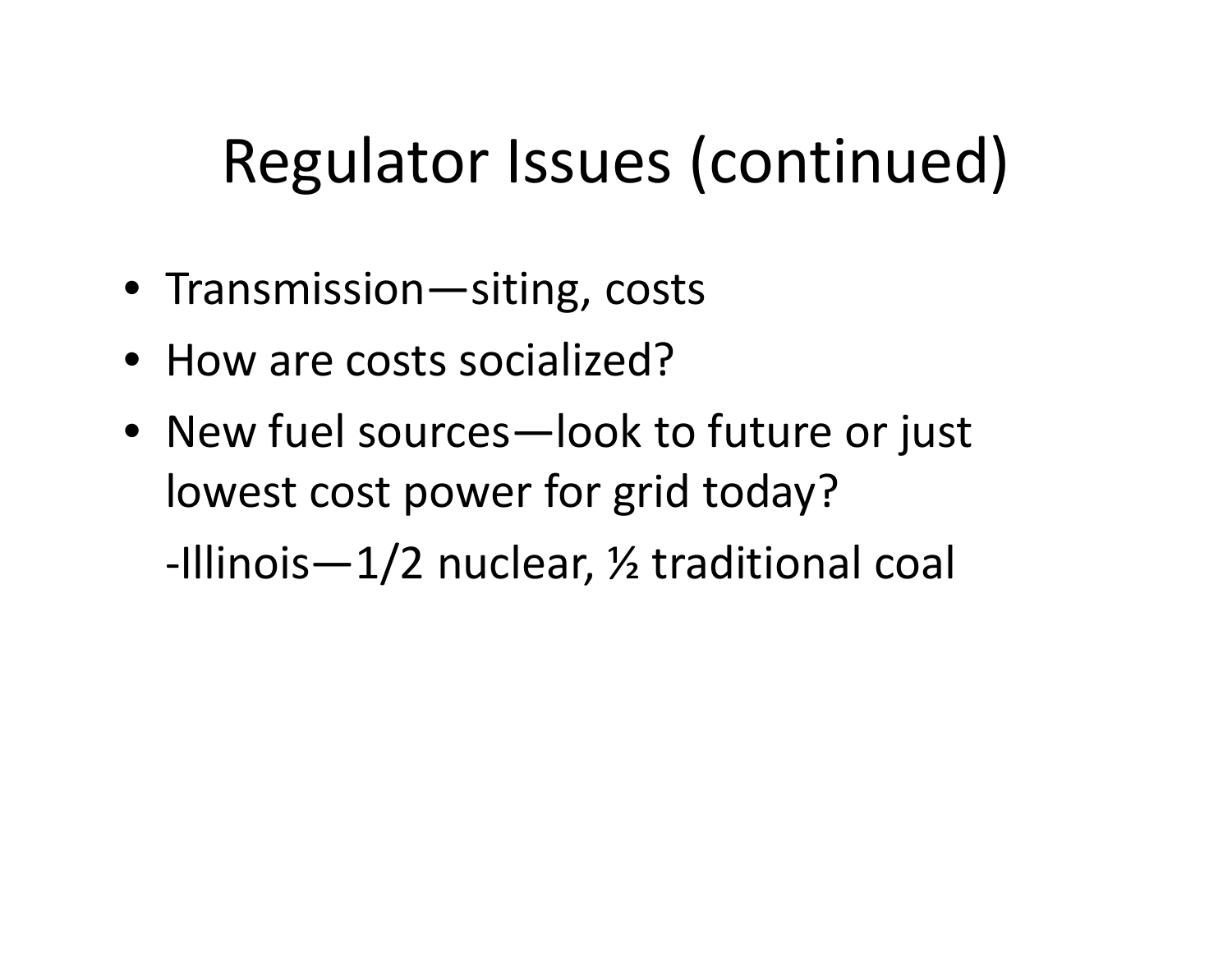# Regulator Issues (continued)

- Transmission—siting, costs
- How are costs socialized?
- New fuel sources—look to future or just lowest cost power for grid today?

  -Illinois—1/2 nuclear, ½ traditional coal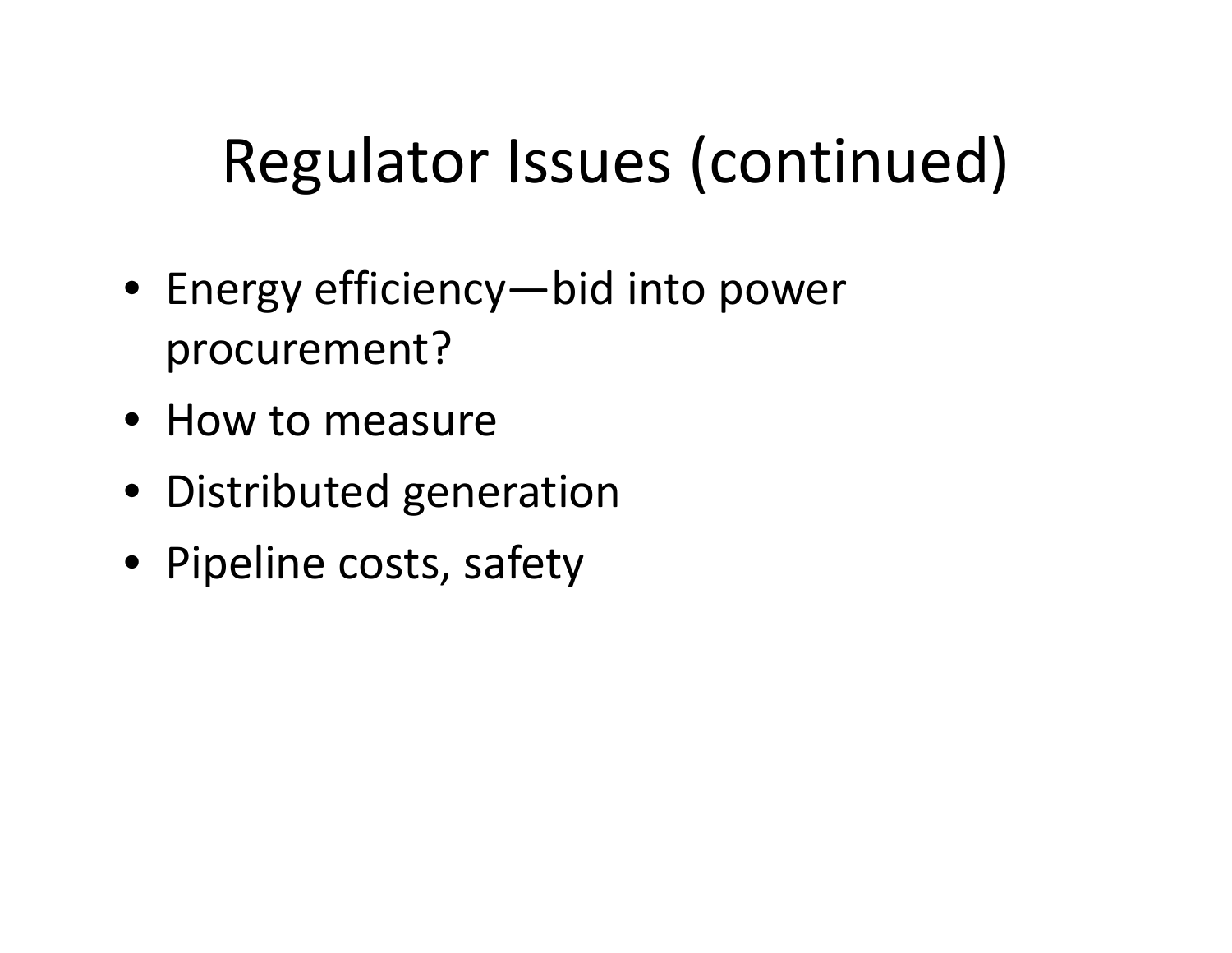# Regulator Issues (continued)

- Energy efficiency—bid into power procurement?
- How to measure
- Distributed generation
- Pipeline costs, safety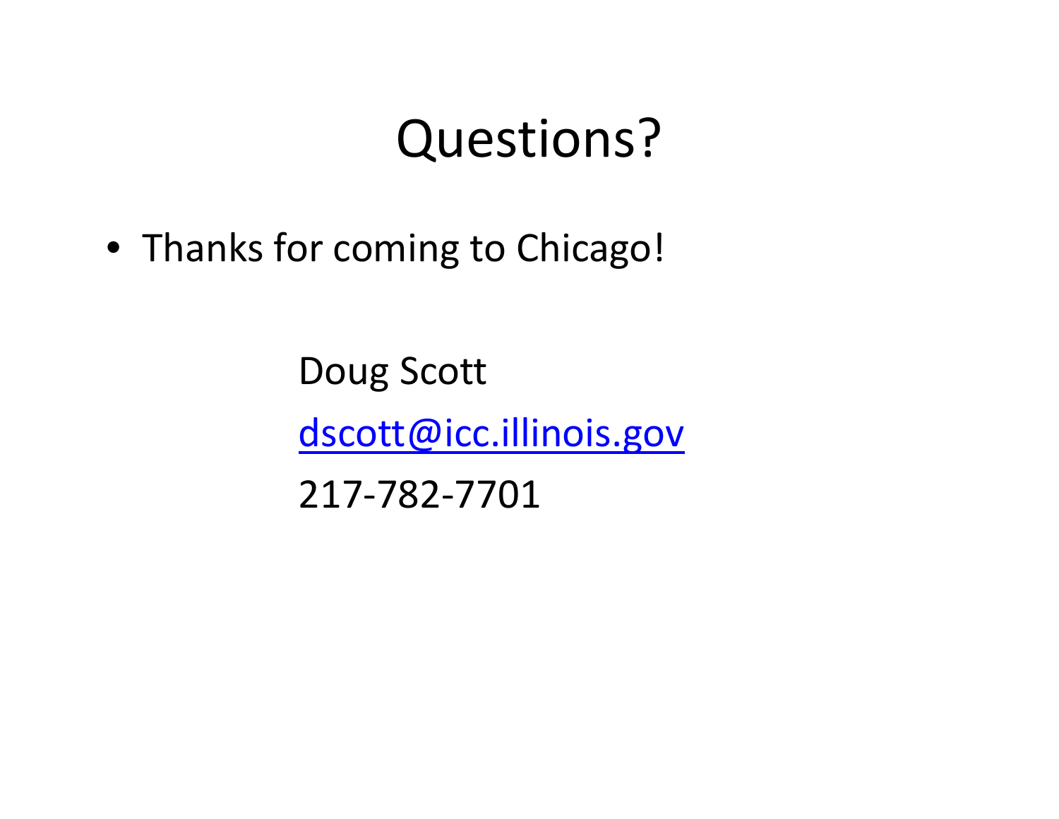# Questions?

- Thanks for coming to Chicago!

Doug Scott

dscott@icc.illinois.gov

217-782-7701